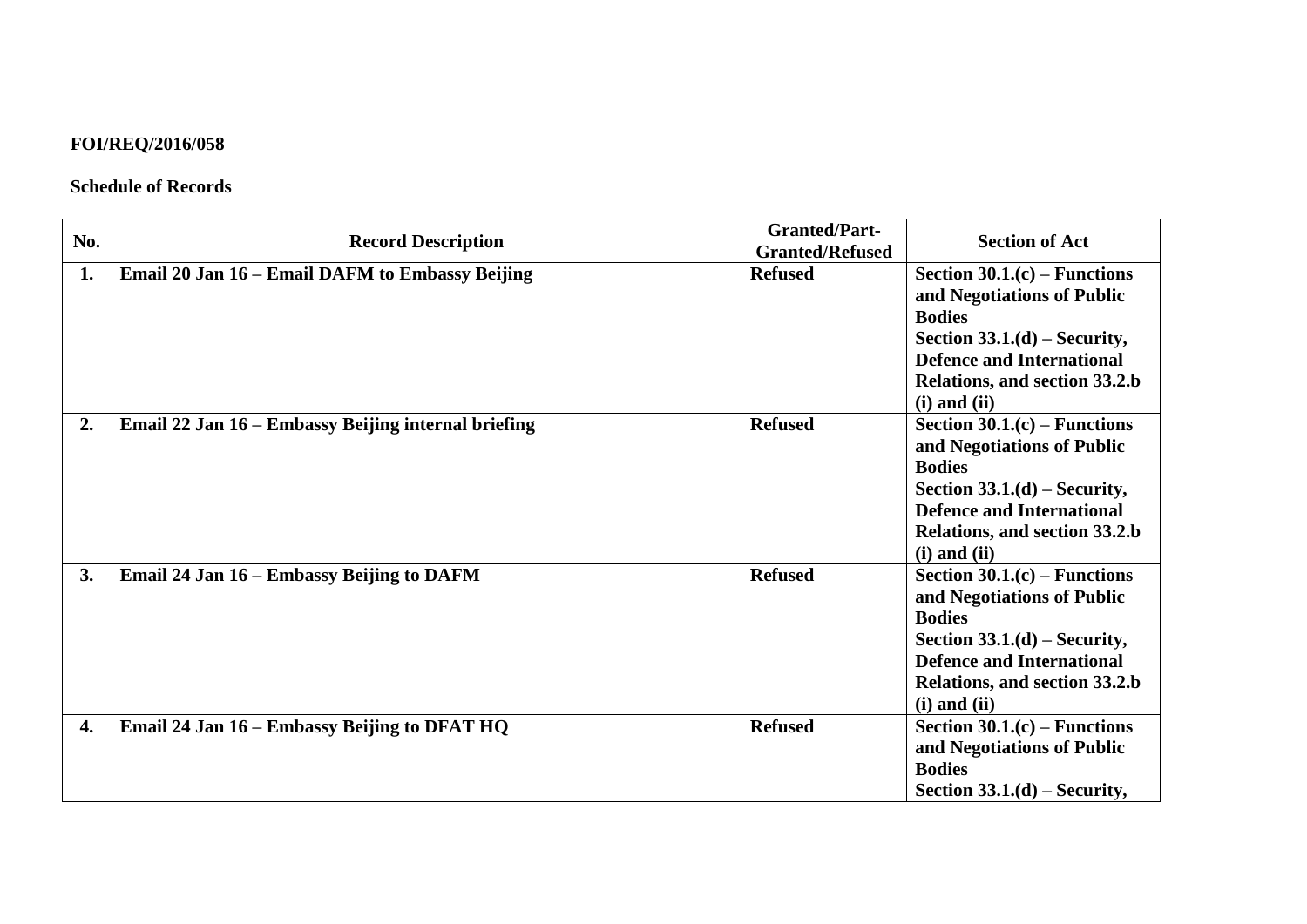**FOI/REQ/2016/058**

**Schedule of Records**

| No. | Record Description | Granted/Part-Granted/Refused | Section of Act |
|---|---|---|---|
| **1.** | **Email 20 Jan 16 – Email DAFM to Embassy Beijing** | **Refused** | **Section 30.1.(c) – Functions and Negotiations of Public Bodies**<br>**Section 33.1.(d) – Security, Defence and International Relations, and section 33.2.b (i) and (ii)** |
| **2.** | **Email 22 Jan 16 – Embassy Beijing internal briefing** | **Refused** | **Section 30.1.(c) – Functions and Negotiations of Public Bodies**<br>**Section 33.1.(d) – Security, Defence and International Relations, and section 33.2.b (i) and (ii)** |
| **3.** | **Email 24 Jan 16 – Embassy Beijing to DAFM** | **Refused** | **Section 30.1.(c) – Functions and Negotiations of Public Bodies**<br>**Section 33.1.(d) – Security, Defence and International Relations, and section 33.2.b (i) and (ii)** |
| **4.** | **Email 24 Jan 16 – Embassy Beijing to DFAT HQ** | **Refused** | **Section 30.1.(c) – Functions and Negotiations of Public Bodies**<br>**Section 33.1.(d) – Security,** |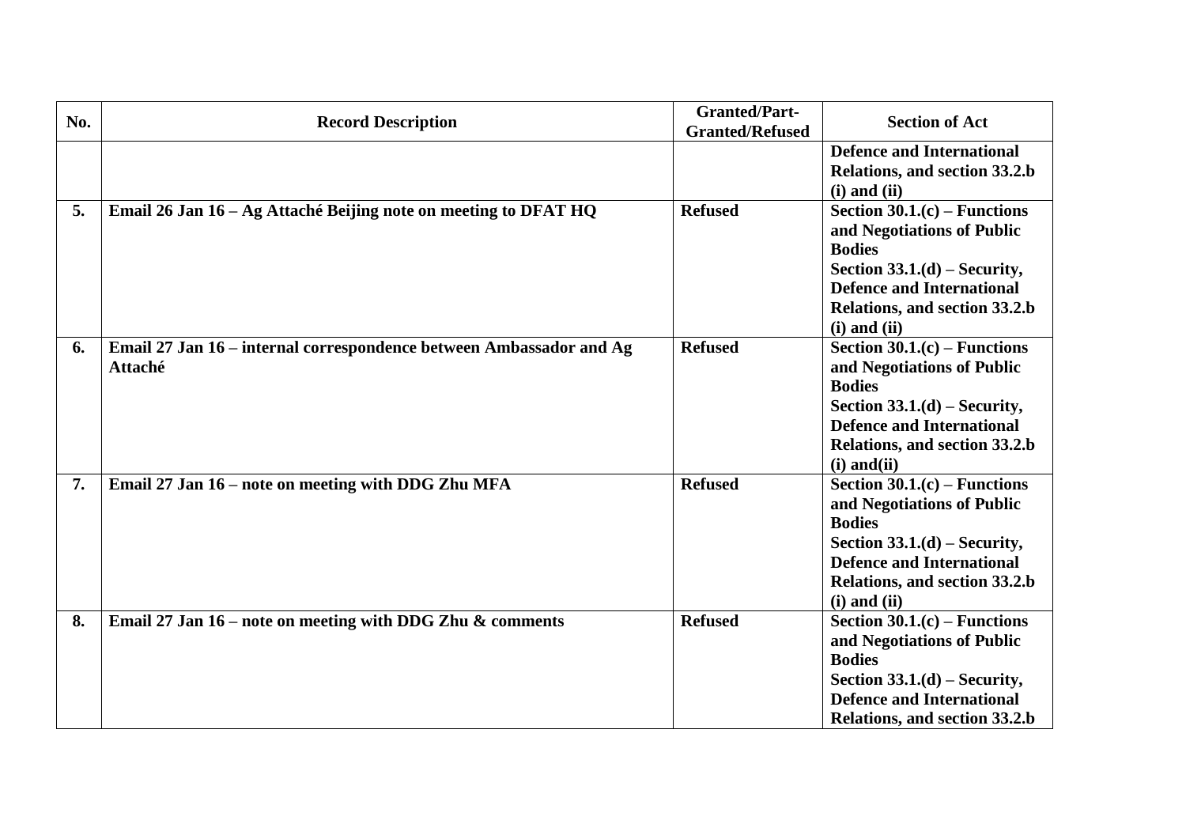| No. | Record Description | Granted/Part-Granted/Refused | Section of Act |
|---|---|---|---|
| | | | **Defence and International Relations, and section 33.2.b (i) and (ii)** |
| **5.** | **Email 26 Jan 16 – Ag Attaché Beijing note on meeting to DFAT HQ** | **Refused** | **Section 30.1.(c) – Functions and Negotiations of Public Bodies Section 33.1.(d) – Security, Defence and International Relations, and section 33.2.b (i) and (ii)** |
| **6.** | **Email 27 Jan 16 – internal correspondence between Ambassador and Ag Attaché** | **Refused** | **Section 30.1.(c) – Functions and Negotiations of Public Bodies Section 33.1.(d) – Security, Defence and International Relations, and section 33.2.b (i) and(ii)** |
| **7.** | **Email 27 Jan 16 – note on meeting with DDG Zhu MFA** | **Refused** | **Section 30.1.(c) – Functions and Negotiations of Public Bodies Section 33.1.(d) – Security, Defence and International Relations, and section 33.2.b (i) and (ii)** |
| **8.** | **Email 27 Jan 16 – note on meeting with DDG Zhu & comments** | **Refused** | **Section 30.1.(c) – Functions and Negotiations of Public Bodies Section 33.1.(d) – Security, Defence and International Relations, and section 33.2.b** |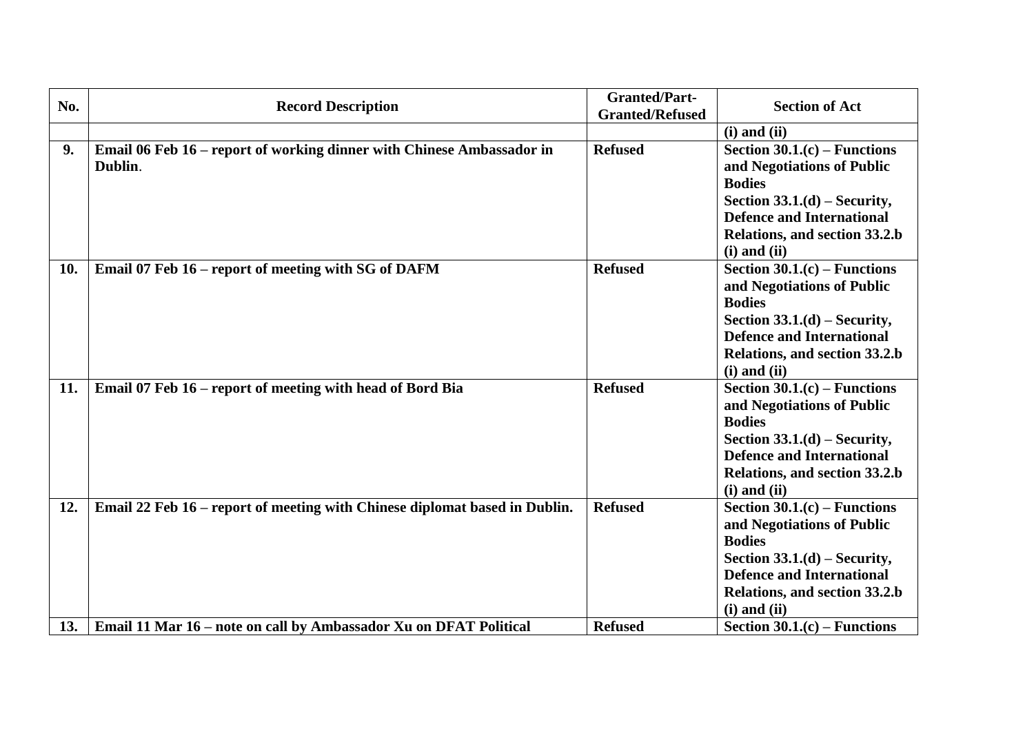| No. | Record Description | Granted/Part-Granted/Refused | Section of Act |
|---|---|---|---|
| | | | **(i) and (ii)** |
| **9.** | **Email 06 Feb 16 – report of working dinner with Chinese Ambassador in Dublin.** | **Refused** | **Section 30.1.(c) – Functions and Negotiations of Public Bodies Section 33.1.(d) – Security, Defence and International Relations, and section 33.2.b (i) and (ii)** |
| **10.** | **Email 07 Feb 16 – report of meeting with SG of DAFM** | **Refused** | **Section 30.1.(c) – Functions and Negotiations of Public Bodies Section 33.1.(d) – Security, Defence and International Relations, and section 33.2.b (i) and (ii)** |
| **11.** | **Email 07 Feb 16 – report of meeting with head of Bord Bia** | **Refused** | **Section 30.1.(c) – Functions and Negotiations of Public Bodies Section 33.1.(d) – Security, Defence and International Relations, and section 33.2.b (i) and (ii)** |
| **12.** | **Email 22 Feb 16 – report of meeting with Chinese diplomat based in Dublin.** | **Refused** | **Section 30.1.(c) – Functions and Negotiations of Public Bodies Section 33.1.(d) – Security, Defence and International Relations, and section 33.2.b (i) and (ii)** |
| **13.** | **Email 11 Mar 16 – note on call by Ambassador Xu on DFAT Political** | **Refused** | **Section 30.1.(c) – Functions** |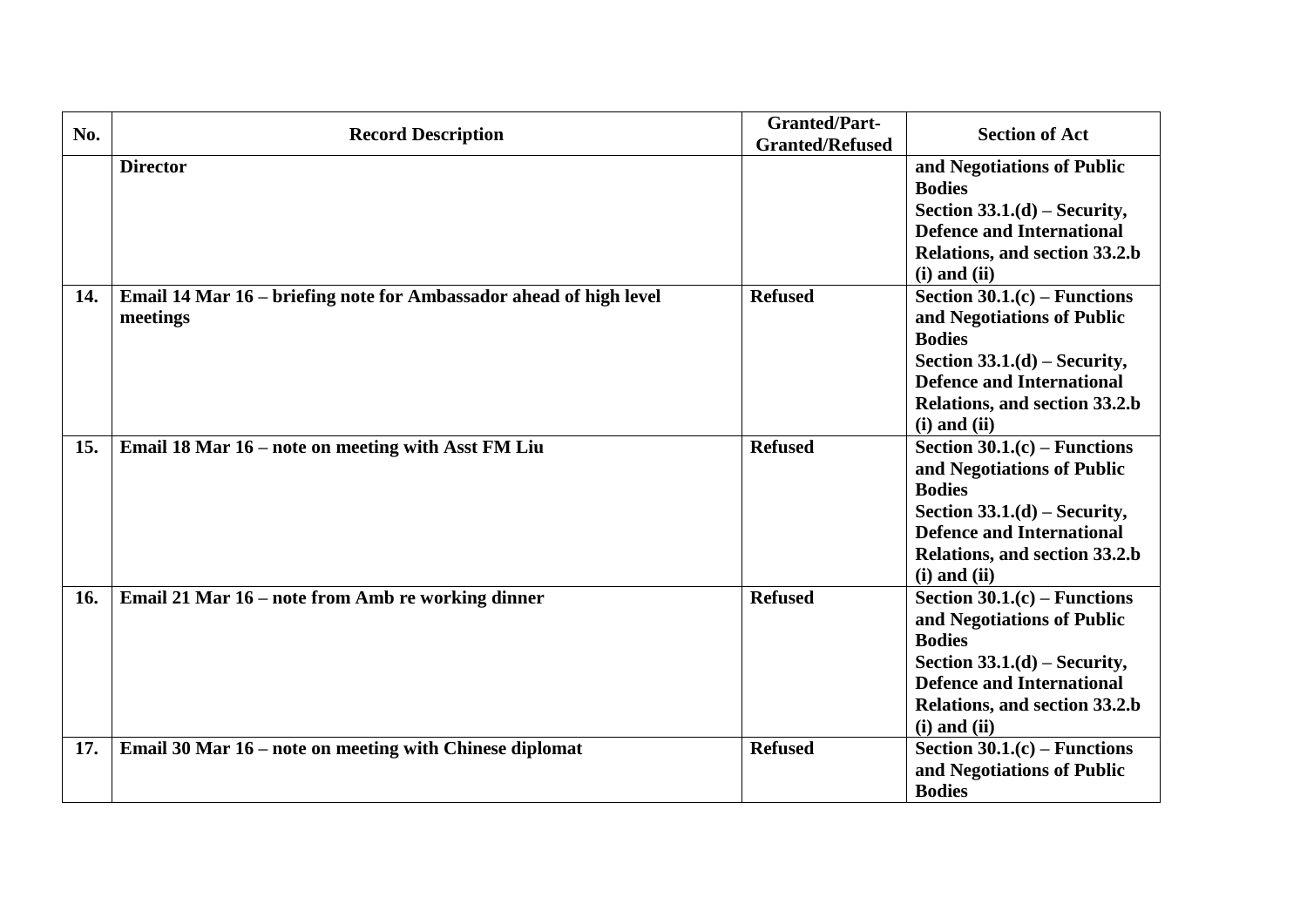| No. | Record Description | Granted/Part-Granted/Refused | Section of Act |
|---|---|---|---|
| | **Director** | | **and Negotiations of Public Bodies Section 33.1.(d) – Security, Defence and International Relations, and section 33.2.b (i) and (ii)** |
| **14.** | **Email 14 Mar 16 – briefing note for Ambassador ahead of high level meetings** | **Refused** | **Section 30.1.(c) – Functions and Negotiations of Public Bodies Section 33.1.(d) – Security, Defence and International Relations, and section 33.2.b (i) and (ii)** |
| **15.** | **Email 18 Mar 16 – note on meeting with Asst FM Liu** | **Refused** | **Section 30.1.(c) – Functions and Negotiations of Public Bodies Section 33.1.(d) – Security, Defence and International Relations, and section 33.2.b (i) and (ii)** |
| **16.** | **Email 21 Mar 16 – note from Amb re working dinner** | **Refused** | **Section 30.1.(c) – Functions and Negotiations of Public Bodies Section 33.1.(d) – Security, Defence and International Relations, and section 33.2.b (i) and (ii)** |
| **17.** | **Email 30 Mar 16 – note on meeting with Chinese diplomat** | **Refused** | **Section 30.1.(c) – Functions and Negotiations of Public Bodies** |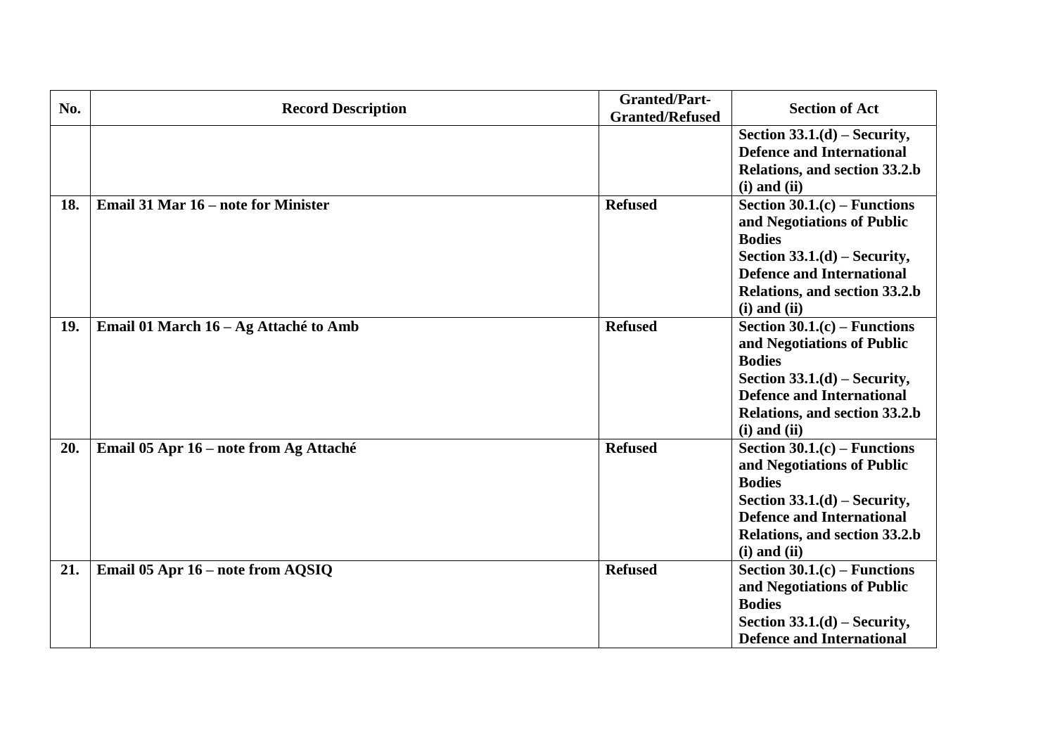| No. | Record Description | Granted/Part-Granted/Refused | Section of Act |
|---|---|---|---|
| | | | **Section 33.1.(d) – Security, Defence and International Relations, and section 33.2.b (i) and (ii)** |
| **18.** | **Email 31 Mar 16 – note for Minister** | **Refused** | **Section 30.1.(c) – Functions and Negotiations of Public Bodies**<br>**Section 33.1.(d) – Security, Defence and International Relations, and section 33.2.b (i) and (ii)** |
| **19.** | **Email 01 March 16 – Ag Attaché to Amb** | **Refused** | **Section 30.1.(c) – Functions and Negotiations of Public Bodies**<br>**Section 33.1.(d) – Security, Defence and International Relations, and section 33.2.b (i) and (ii)** |
| **20.** | **Email 05 Apr 16 – note from Ag Attaché** | **Refused** | **Section 30.1.(c) – Functions and Negotiations of Public Bodies**<br>**Section 33.1.(d) – Security, Defence and International Relations, and section 33.2.b (i) and (ii)** |
| **21.** | **Email 05 Apr 16 – note from AQSIQ** | **Refused** | **Section 30.1.(c) – Functions and Negotiations of Public Bodies**<br>**Section 33.1.(d) – Security, Defence and International** |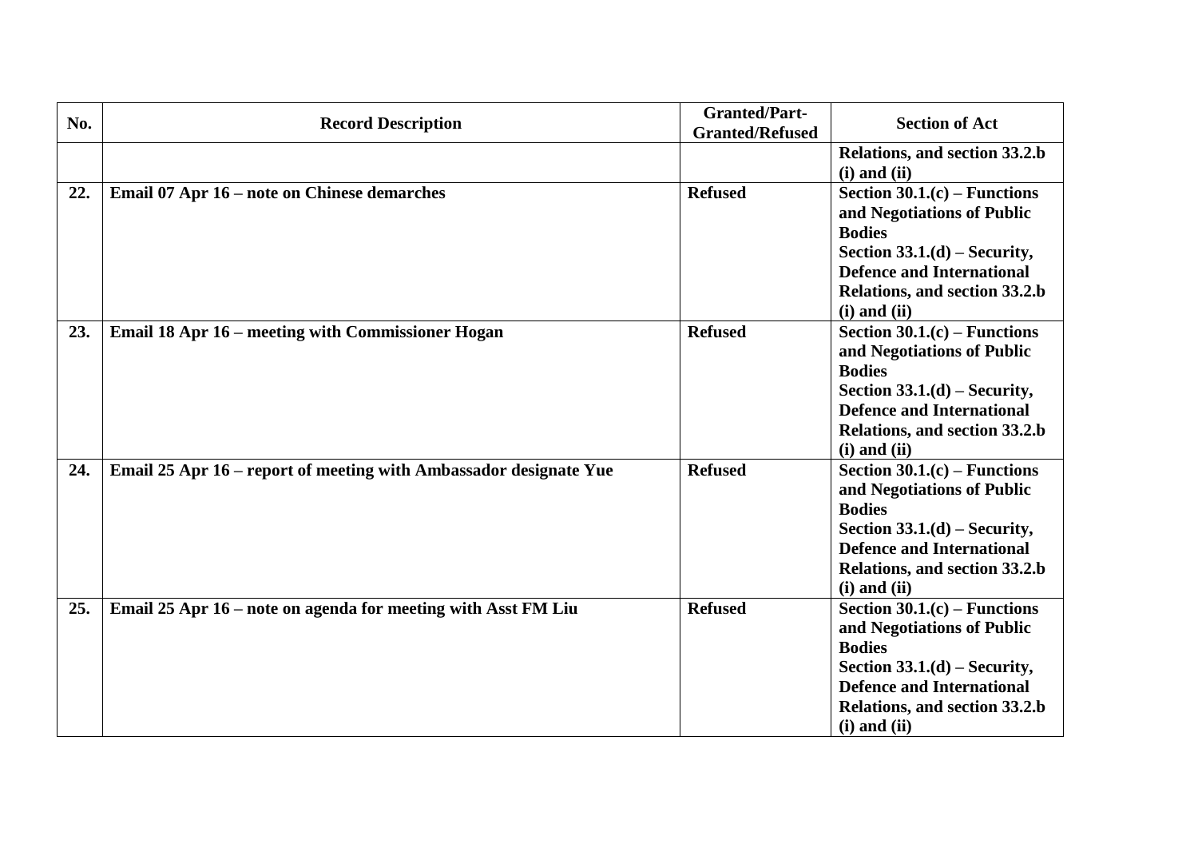| No. | Record Description | Granted/Part-Granted/Refused | Section of Act |
|---|---|---|---|
| | | | **Relations, and section 33.2.b (i) and (ii)** |
| **22.** | **Email 07 Apr 16 – note on Chinese demarches** | **Refused** | **Section 30.1.(c) – Functions and Negotiations of Public Bodies**<br>**Section 33.1.(d) – Security, Defence and International Relations, and section 33.2.b (i) and (ii)** |
| **23.** | **Email 18 Apr 16 – meeting with Commissioner Hogan** | **Refused** | **Section 30.1.(c) – Functions and Negotiations of Public Bodies**<br>**Section 33.1.(d) – Security, Defence and International Relations, and section 33.2.b (i) and (ii)** |
| **24.** | **Email 25 Apr 16 – report of meeting with Ambassador designate Yue** | **Refused** | **Section 30.1.(c) – Functions and Negotiations of Public Bodies**<br>**Section 33.1.(d) – Security, Defence and International Relations, and section 33.2.b (i) and (ii)** |
| **25.** | **Email 25 Apr 16 – note on agenda for meeting with Asst FM Liu** | **Refused** | **Section 30.1.(c) – Functions and Negotiations of Public Bodies**<br>**Section 33.1.(d) – Security, Defence and International Relations, and section 33.2.b (i) and (ii)** |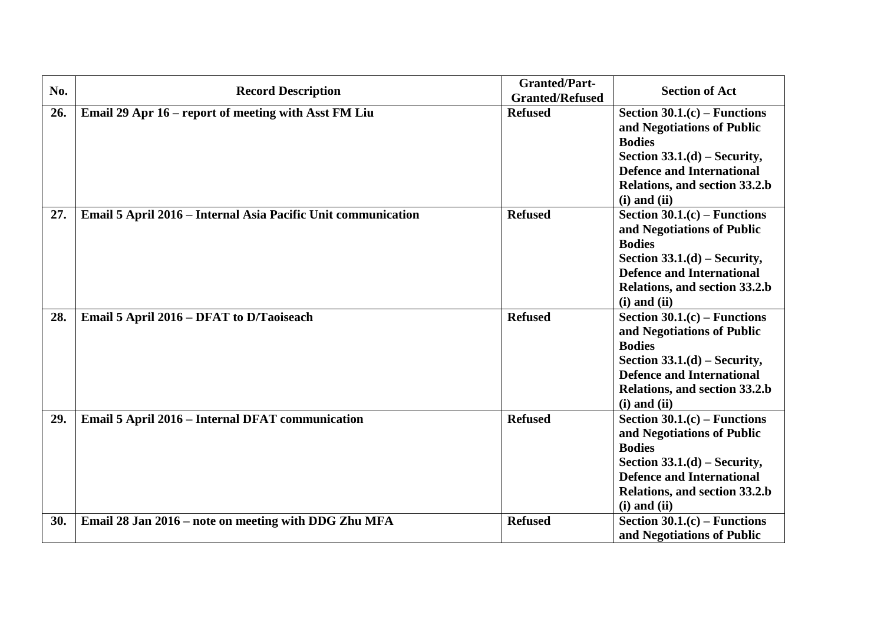| No. | Record Description | Granted/Part-Granted/Refused | Section of Act |
|---|---|---|---|
| **26.** | **Email 29 Apr 16 – report of meeting with Asst FM Liu** | **Refused** | **Section 30.1.(c) – Functions and Negotiations of Public Bodies Section 33.1.(d) – Security, Defence and International Relations, and section 33.2.b (i) and (ii)** |
| **27.** | **Email 5 April 2016 – Internal Asia Pacific Unit communication** | **Refused** | **Section 30.1.(c) – Functions and Negotiations of Public Bodies Section 33.1.(d) – Security, Defence and International Relations, and section 33.2.b (i) and (ii)** |
| **28.** | **Email 5 April 2016 – DFAT to D/Taoiseach** | **Refused** | **Section 30.1.(c) – Functions and Negotiations of Public Bodies Section 33.1.(d) – Security, Defence and International Relations, and section 33.2.b (i) and (ii)** |
| **29.** | **Email 5 April 2016 – Internal DFAT communication** | **Refused** | **Section 30.1.(c) – Functions and Negotiations of Public Bodies Section 33.1.(d) – Security, Defence and International Relations, and section 33.2.b (i) and (ii)** |
| **30.** | **Email 28 Jan 2016 – note on meeting with DDG Zhu MFA** | **Refused** | **Section 30.1.(c) – Functions and Negotiations of Public** |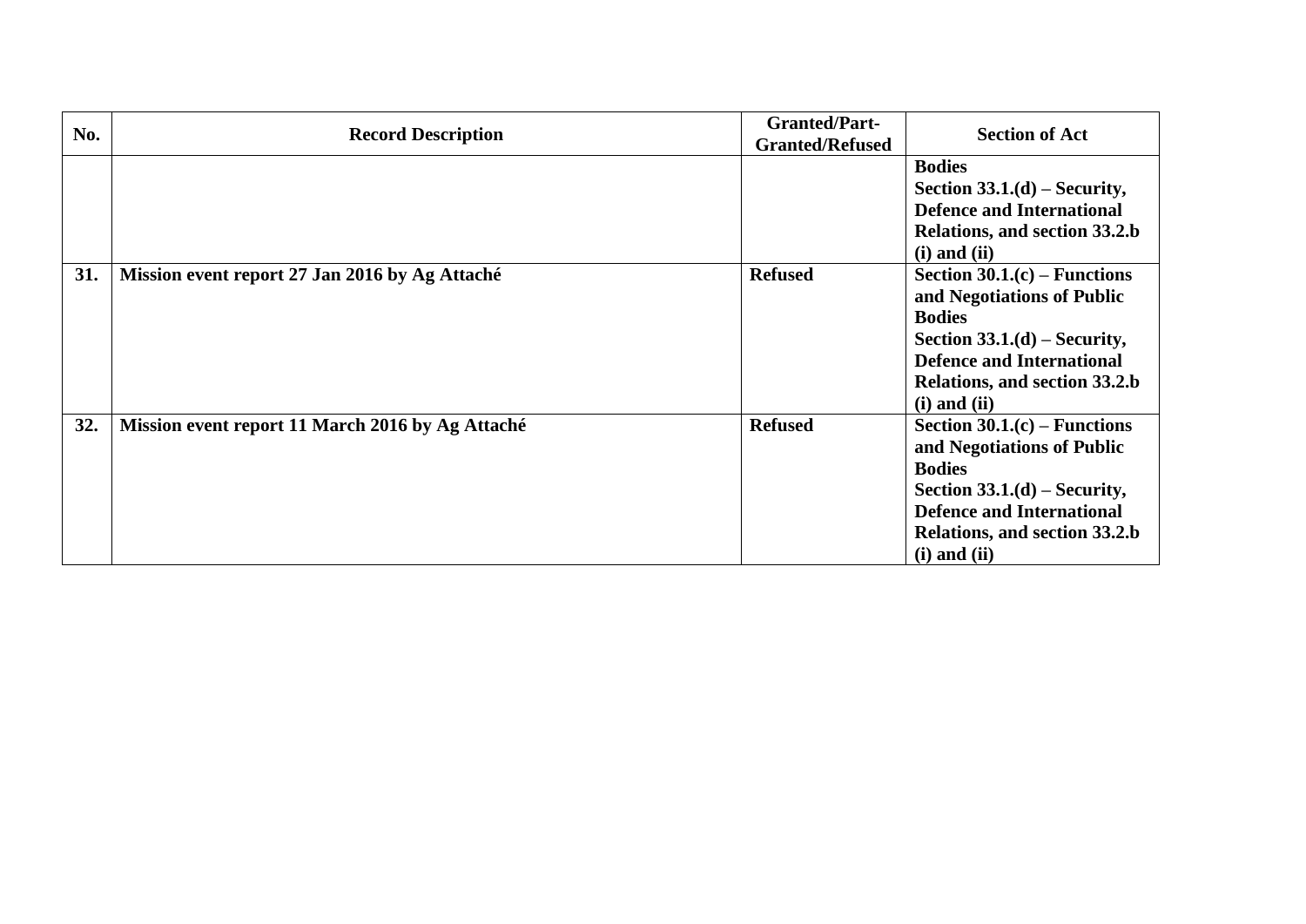| No. | Record Description | Granted/Part-Granted/Refused | Section of Act |
|---|---|---|---|
| | | | **Bodies**<br>**Section 33.1.(d) – Security, Defence and International Relations, and section 33.2.b (i) and (ii)** |
| **31.** | **Mission event report 27 Jan 2016 by Ag Attaché** | **Refused** | **Section 30.1.(c) – Functions and Negotiations of Public Bodies**<br>**Section 33.1.(d) – Security, Defence and International Relations, and section 33.2.b (i) and (ii)** |
| **32.** | **Mission event report 11 March 2016 by Ag Attaché** | **Refused** | **Section 30.1.(c) – Functions and Negotiations of Public Bodies**<br>**Section 33.1.(d) – Security, Defence and International Relations, and section 33.2.b (i) and (ii)** |